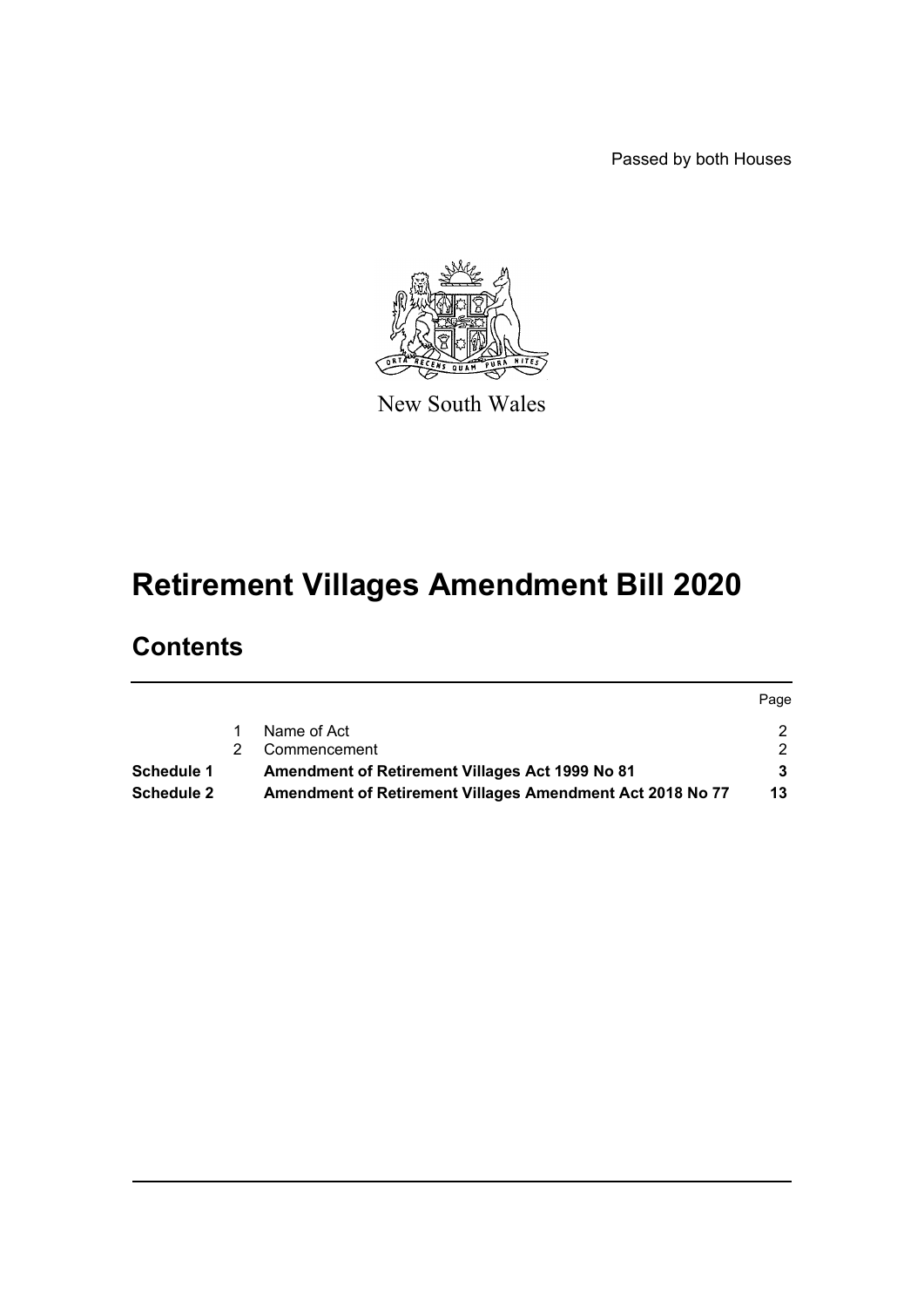Passed by both Houses

New South Wales

# Retirement Villages Amendment Bill 2020

## Contents

| | | | Page |
|---|---|---|---|
| | 1 | Name of Act | 2 |
| | 2 | Commencement | 2 |
| **Schedule 1** | | **Amendment of Retirement Villages Act 1999 No 81** | **3** |
| **Schedule 2** | | **Amendment of Retirement Villages Amendment Act 2018 No 77** | **13** |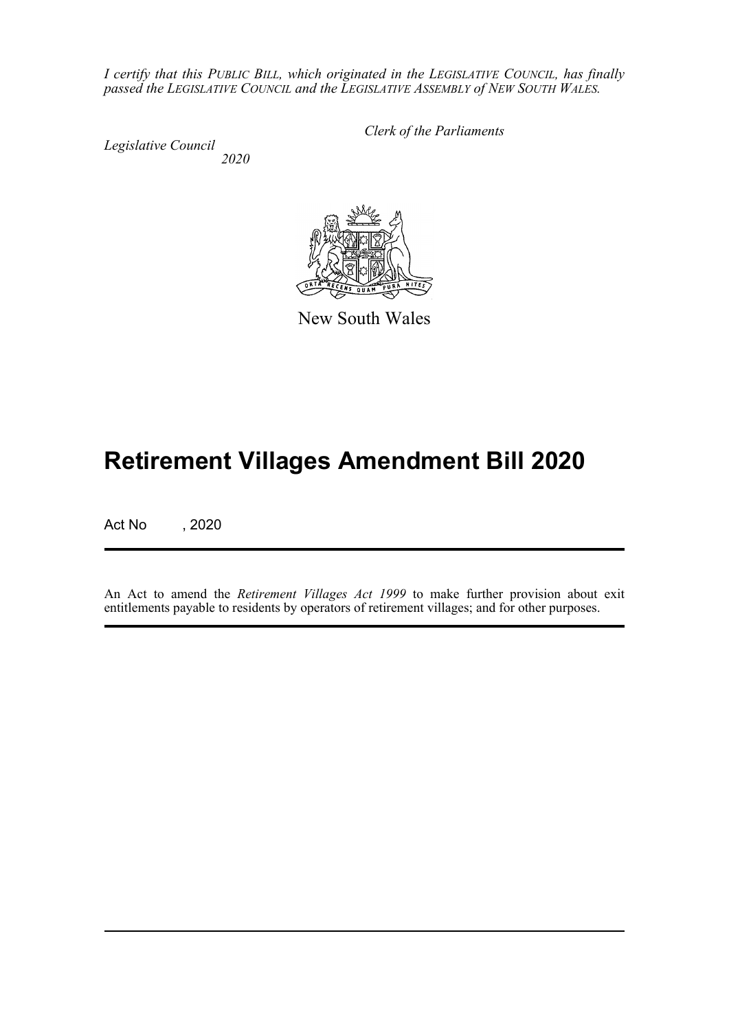*I certify that this PUBLIC BILL, which originated in the LEGISLATIVE COUNCIL, has finally passed the LEGISLATIVE COUNCIL and the LEGISLATIVE ASSEMBLY of NEW SOUTH WALES.*

*Clerk of the Parliaments*

*Legislative Council*
*2020*

New South Wales

# Retirement Villages Amendment Bill 2020

Act No , 2020

An Act to amend the *Retirement Villages Act 1999* to make further provision about exit entitlements payable to residents by operators of retirement villages; and for other purposes.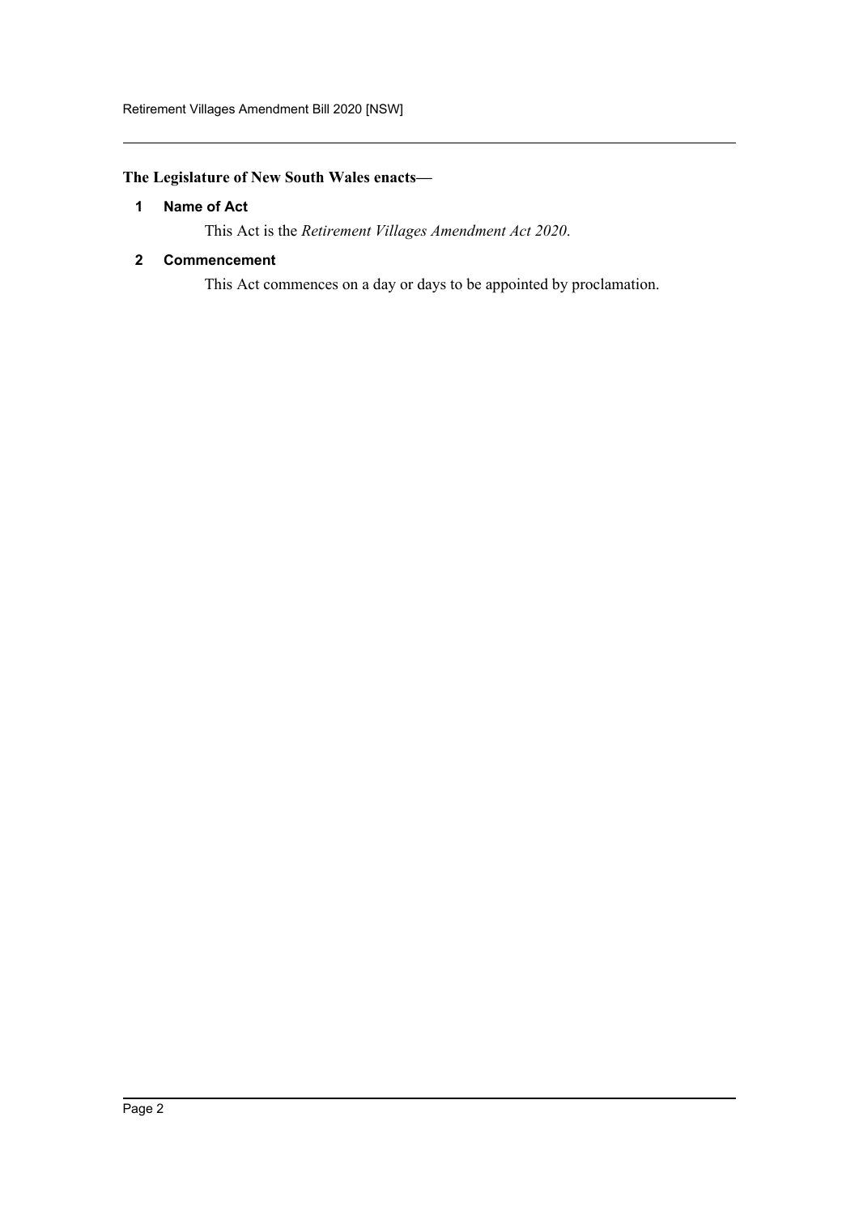**The Legislature of New South Wales enacts—**

### 1 Name of Act

This Act is the *Retirement Villages Amendment Act 2020*.

### 2 Commencement

This Act commences on a day or days to be appointed by proclamation.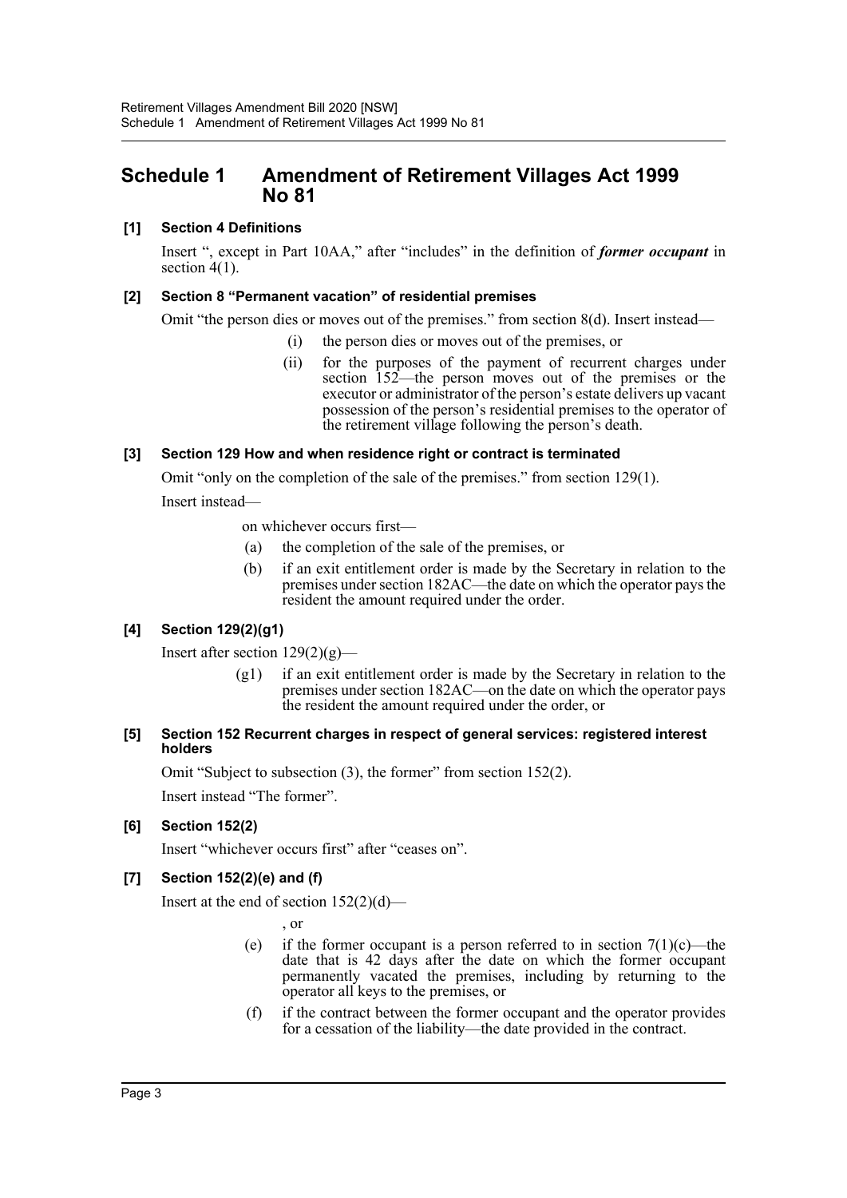# Schedule 1 Amendment of Retirement Villages Act 1999 No 81

**[1] Section 4 Definitions**

Insert ", except in Part 10AA," after "includes" in the definition of ***former occupant*** in section 4(1).

**[2] Section 8 "Permanent vacation" of residential premises**

Omit "the person dies or moves out of the premises." from section 8(d). Insert instead—

> (i) the person dies or moves out of the premises, or
>
> (ii) for the purposes of the payment of recurrent charges under section 152—the person moves out of the premises or the executor or administrator of the person's estate delivers up vacant possession of the person's residential premises to the operator of the retirement village following the person's death.

**[3] Section 129 How and when residence right or contract is terminated**

Omit "only on the completion of the sale of the premises." from section 129(1).

Insert instead—

> on whichever occurs first—
>
> (a) the completion of the sale of the premises, or
>
> (b) if an exit entitlement order is made by the Secretary in relation to the premises under section 182AC—the date on which the operator pays the resident the amount required under the order.

**[4] Section 129(2)(g1)**

Insert after section 129(2)(g)—

> (g1) if an exit entitlement order is made by the Secretary in relation to the premises under section 182AC—on the date on which the operator pays the resident the amount required under the order, or

**[5] Section 152 Recurrent charges in respect of general services: registered interest holders**

Omit "Subject to subsection (3), the former" from section 152(2).

Insert instead "The former".

**[6] Section 152(2)**

Insert "whichever occurs first" after "ceases on".

**[7] Section 152(2)(e) and (f)**

Insert at the end of section 152(2)(d)—

> , or
>
> (e) if the former occupant is a person referred to in section 7(1)(c)—the date that is 42 days after the date on which the former occupant permanently vacated the premises, including by returning to the operator all keys to the premises, or
>
> (f) if the contract between the former occupant and the operator provides for a cessation of the liability—the date provided in the contract.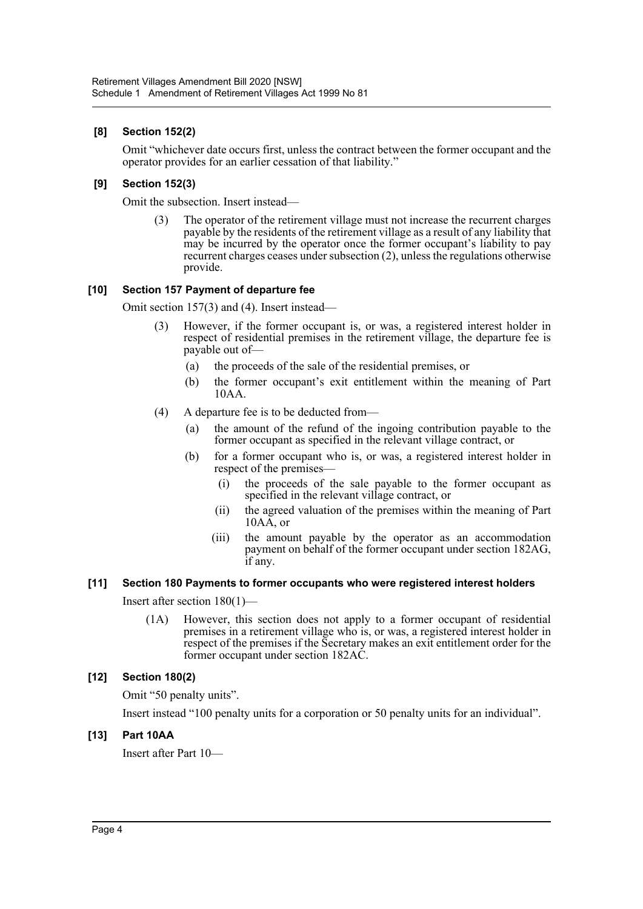### [8] Section 152(2)

Omit "whichever date occurs first, unless the contract between the former occupant and the operator provides for an earlier cessation of that liability."

### [9] Section 152(3)

Omit the subsection. Insert instead—

(3) The operator of the retirement village must not increase the recurrent charges payable by the residents of the retirement village as a result of any liability that may be incurred by the operator once the former occupant's liability to pay recurrent charges ceases under subsection (2), unless the regulations otherwise provide.

### [10] Section 157 Payment of departure fee

Omit section 157(3) and (4). Insert instead—

(3) However, if the former occupant is, or was, a registered interest holder in respect of residential premises in the retirement village, the departure fee is payable out of—

- (a) the proceeds of the sale of the residential premises, or
- (b) the former occupant's exit entitlement within the meaning of Part 10AA.

(4) A departure fee is to be deducted from—

- (a) the amount of the refund of the ingoing contribution payable to the former occupant as specified in the relevant village contract, or
- (b) for a former occupant who is, or was, a registered interest holder in respect of the premises—
  - (i) the proceeds of the sale payable to the former occupant as specified in the relevant village contract, or
  - (ii) the agreed valuation of the premises within the meaning of Part 10AA, or
  - (iii) the amount payable by the operator as an accommodation payment on behalf of the former occupant under section 182AG, if any.

### [11] Section 180 Payments to former occupants who were registered interest holders

Insert after section 180(1)—

(1A) However, this section does not apply to a former occupant of residential premises in a retirement village who is, or was, a registered interest holder in respect of the premises if the Secretary makes an exit entitlement order for the former occupant under section 182AC.

### [12] Section 180(2)

Omit "50 penalty units".

Insert instead "100 penalty units for a corporation or 50 penalty units for an individual".

### [13] Part 10AA

Insert after Part 10—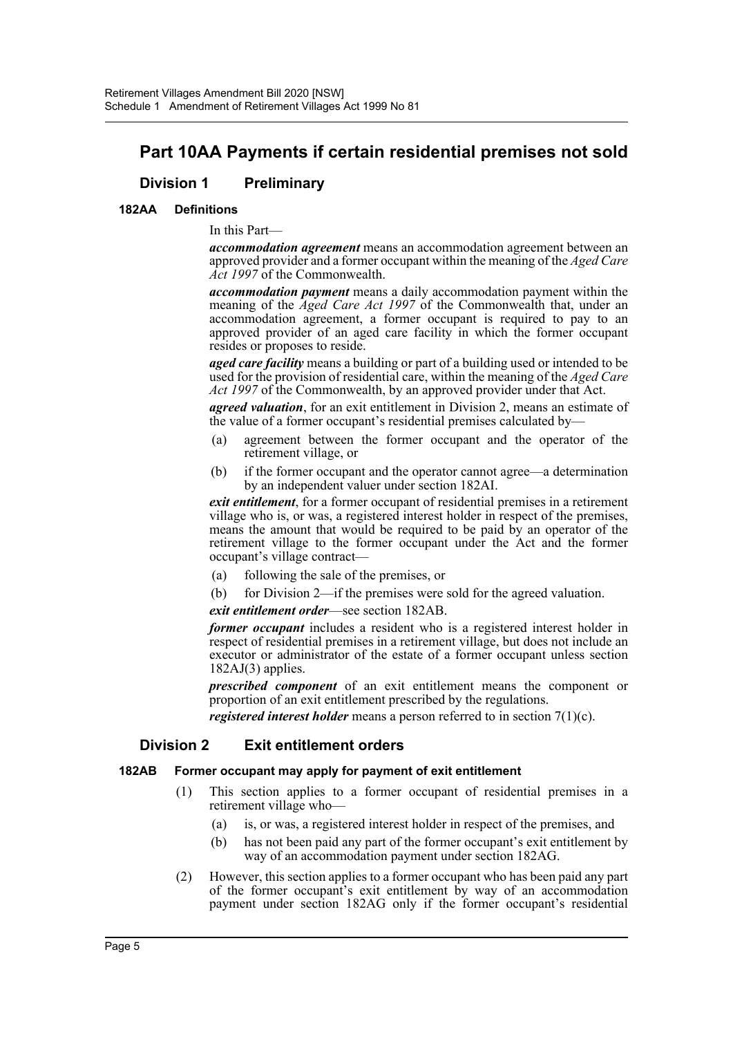# Part 10AA Payments if certain residential premises not sold

## Division 1 Preliminary

### 182AA Definitions

In this Part—

***accommodation agreement*** means an accommodation agreement between an approved provider and a former occupant within the meaning of the *Aged Care Act 1997* of the Commonwealth.

***accommodation payment*** means a daily accommodation payment within the meaning of the *Aged Care Act 1997* of the Commonwealth that, under an accommodation agreement, a former occupant is required to pay to an approved provider of an aged care facility in which the former occupant resides or proposes to reside.

***aged care facility*** means a building or part of a building used or intended to be used for the provision of residential care, within the meaning of the *Aged Care Act 1997* of the Commonwealth, by an approved provider under that Act.

***agreed valuation***, for an exit entitlement in Division 2, means an estimate of the value of a former occupant's residential premises calculated by—

(a) agreement between the former occupant and the operator of the retirement village, or

(b) if the former occupant and the operator cannot agree—a determination by an independent valuer under section 182AI.

***exit entitlement***, for a former occupant of residential premises in a retirement village who is, or was, a registered interest holder in respect of the premises, means the amount that would be required to be paid by an operator of the retirement village to the former occupant under the Act and the former occupant's village contract—

(a) following the sale of the premises, or

(b) for Division 2—if the premises were sold for the agreed valuation.

***exit entitlement order***—see section 182AB.

***former occupant*** includes a resident who is a registered interest holder in respect of residential premises in a retirement village, but does not include an executor or administrator of the estate of a former occupant unless section 182AJ(3) applies.

***prescribed component*** of an exit entitlement means the component or proportion of an exit entitlement prescribed by the regulations.

***registered interest holder*** means a person referred to in section 7(1)(c).

## Division 2 Exit entitlement orders

### 182AB Former occupant may apply for payment of exit entitlement

(1) This section applies to a former occupant of residential premises in a retirement village who—

(a) is, or was, a registered interest holder in respect of the premises, and

(b) has not been paid any part of the former occupant's exit entitlement by way of an accommodation payment under section 182AG.

(2) However, this section applies to a former occupant who has been paid any part of the former occupant's exit entitlement by way of an accommodation payment under section 182AG only if the former occupant's residential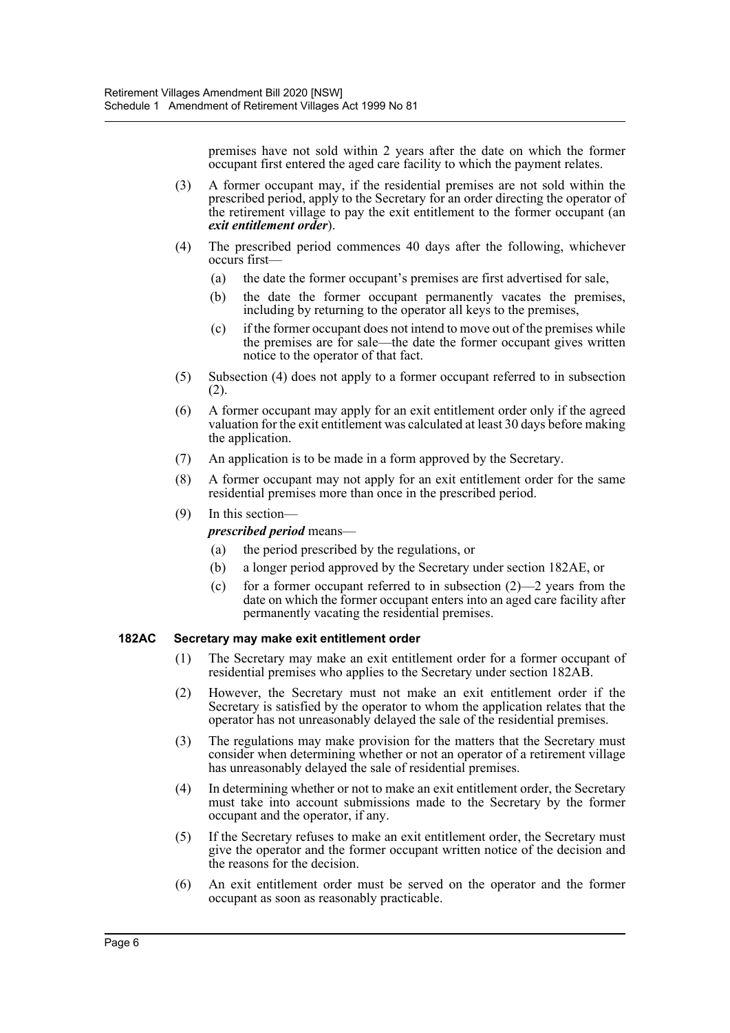premises have not sold within 2 years after the date on which the former occupant first entered the aged care facility to which the payment relates.

(3) A former occupant may, if the residential premises are not sold within the prescribed period, apply to the Secretary for an order directing the operator of the retirement village to pay the exit entitlement to the former occupant (an ***exit entitlement order***).

(4) The prescribed period commences 40 days after the following, whichever occurs first—

(a) the date the former occupant's premises are first advertised for sale,

(b) the date the former occupant permanently vacates the premises, including by returning to the operator all keys to the premises,

(c) if the former occupant does not intend to move out of the premises while the premises are for sale—the date the former occupant gives written notice to the operator of that fact.

(5) Subsection (4) does not apply to a former occupant referred to in subsection (2).

(6) A former occupant may apply for an exit entitlement order only if the agreed valuation for the exit entitlement was calculated at least 30 days before making the application.

(7) An application is to be made in a form approved by the Secretary.

(8) A former occupant may not apply for an exit entitlement order for the same residential premises more than once in the prescribed period.

(9) In this section—

***prescribed period*** means—

(a) the period prescribed by the regulations, or

(b) a longer period approved by the Secretary under section 182AE, or

(c) for a former occupant referred to in subsection (2)—2 years from the date on which the former occupant enters into an aged care facility after permanently vacating the residential premises.

#### 182AC Secretary may make exit entitlement order

(1) The Secretary may make an exit entitlement order for a former occupant of residential premises who applies to the Secretary under section 182AB.

(2) However, the Secretary must not make an exit entitlement order if the Secretary is satisfied by the operator to whom the application relates that the operator has not unreasonably delayed the sale of the residential premises.

(3) The regulations may make provision for the matters that the Secretary must consider when determining whether or not an operator of a retirement village has unreasonably delayed the sale of residential premises.

(4) In determining whether or not to make an exit entitlement order, the Secretary must take into account submissions made to the Secretary by the former occupant and the operator, if any.

(5) If the Secretary refuses to make an exit entitlement order, the Secretary must give the operator and the former occupant written notice of the decision and the reasons for the decision.

(6) An exit entitlement order must be served on the operator and the former occupant as soon as reasonably practicable.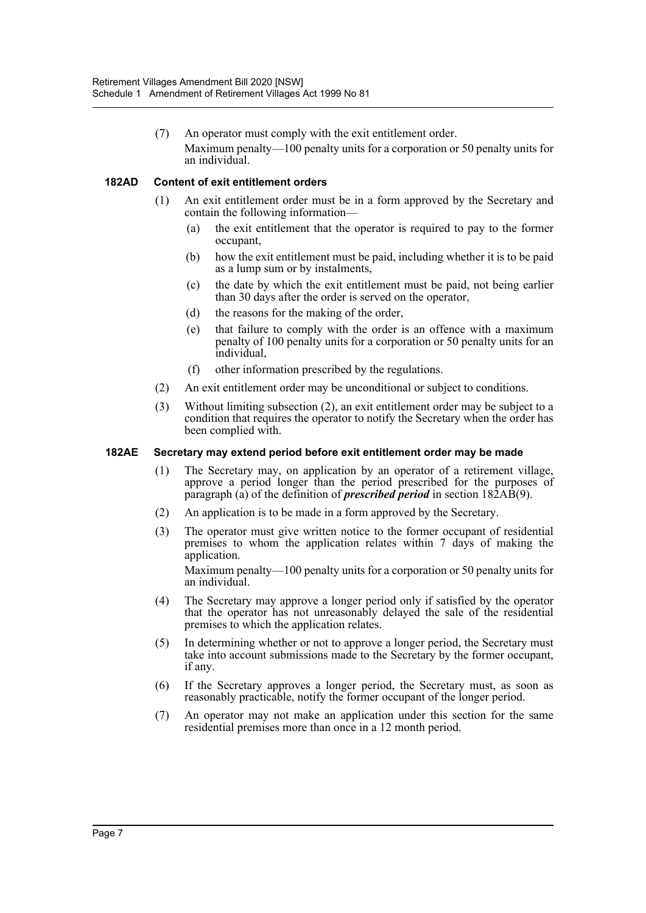(7) An operator must comply with the exit entitlement order.

Maximum penalty—100 penalty units for a corporation or 50 penalty units for an individual.

#### 182AD Content of exit entitlement orders

(1) An exit entitlement order must be in a form approved by the Secretary and contain the following information—

(a) the exit entitlement that the operator is required to pay to the former occupant,

(b) how the exit entitlement must be paid, including whether it is to be paid as a lump sum or by instalments,

(c) the date by which the exit entitlement must be paid, not being earlier than 30 days after the order is served on the operator,

(d) the reasons for the making of the order,

(e) that failure to comply with the order is an offence with a maximum penalty of 100 penalty units for a corporation or 50 penalty units for an individual,

(f) other information prescribed by the regulations.

(2) An exit entitlement order may be unconditional or subject to conditions.

(3) Without limiting subsection (2), an exit entitlement order may be subject to a condition that requires the operator to notify the Secretary when the order has been complied with.

#### 182AE Secretary may extend period before exit entitlement order may be made

(1) The Secretary may, on application by an operator of a retirement village, approve a period longer than the period prescribed for the purposes of paragraph (a) of the definition of ***prescribed period*** in section 182AB(9).

(2) An application is to be made in a form approved by the Secretary.

(3) The operator must give written notice to the former occupant of residential premises to whom the application relates within 7 days of making the application.

Maximum penalty—100 penalty units for a corporation or 50 penalty units for an individual.

(4) The Secretary may approve a longer period only if satisfied by the operator that the operator has not unreasonably delayed the sale of the residential premises to which the application relates.

(5) In determining whether or not to approve a longer period, the Secretary must take into account submissions made to the Secretary by the former occupant, if any.

(6) If the Secretary approves a longer period, the Secretary must, as soon as reasonably practicable, notify the former occupant of the longer period.

(7) An operator may not make an application under this section for the same residential premises more than once in a 12 month period.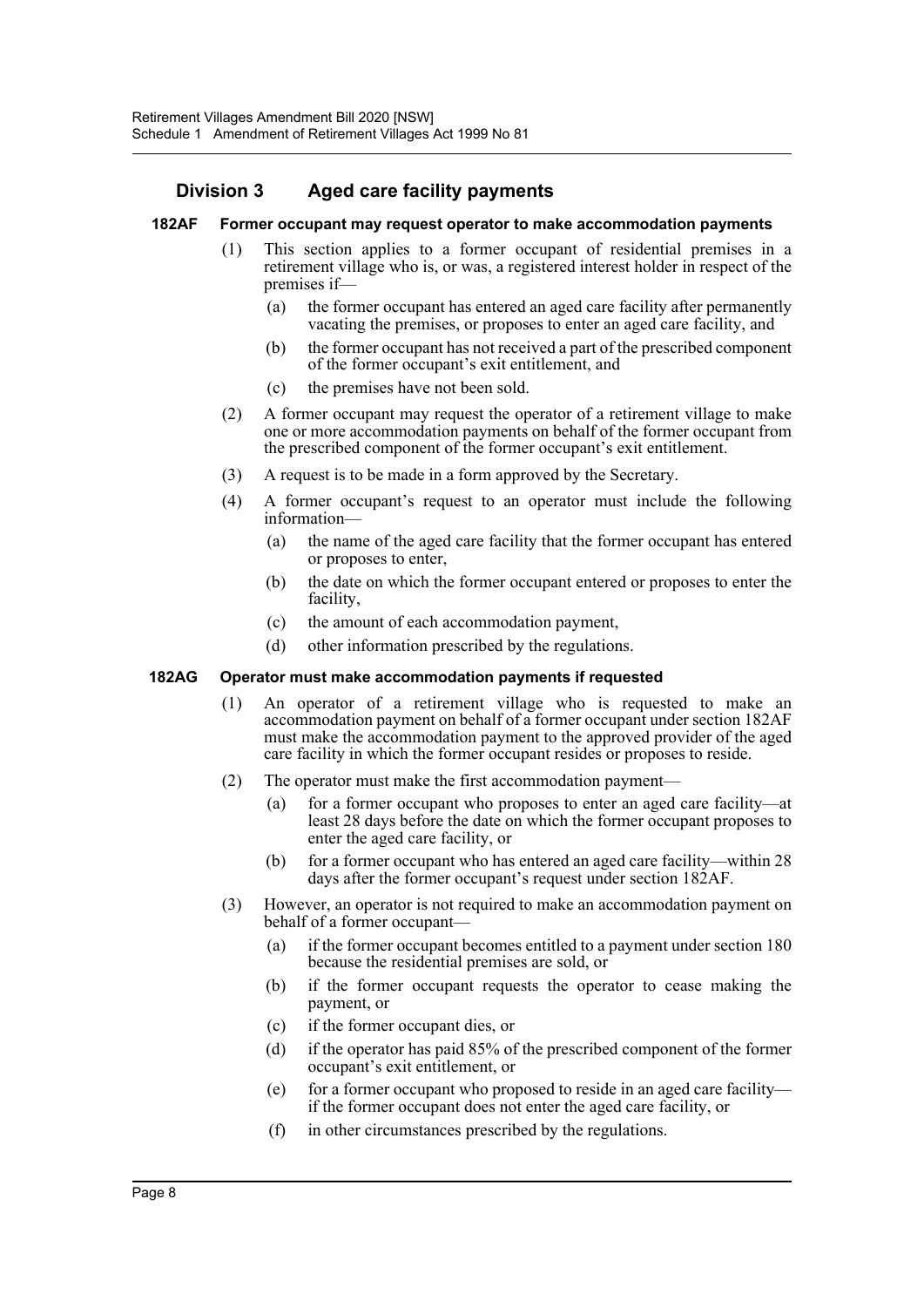## Division 3 Aged care facility payments

### 182AF Former occupant may request operator to make accommodation payments

(1) This section applies to a former occupant of residential premises in a retirement village who is, or was, a registered interest holder in respect of the premises if—

- (a) the former occupant has entered an aged care facility after permanently vacating the premises, or proposes to enter an aged care facility, and
- (b) the former occupant has not received a part of the prescribed component of the former occupant's exit entitlement, and
- (c) the premises have not been sold.

(2) A former occupant may request the operator of a retirement village to make one or more accommodation payments on behalf of the former occupant from the prescribed component of the former occupant's exit entitlement.

(3) A request is to be made in a form approved by the Secretary.

(4) A former occupant's request to an operator must include the following information—

- (a) the name of the aged care facility that the former occupant has entered or proposes to enter,
- (b) the date on which the former occupant entered or proposes to enter the facility,
- (c) the amount of each accommodation payment,
- (d) other information prescribed by the regulations.

### 182AG Operator must make accommodation payments if requested

(1) An operator of a retirement village who is requested to make an accommodation payment on behalf of a former occupant under section 182AF must make the accommodation payment to the approved provider of the aged care facility in which the former occupant resides or proposes to reside.

(2) The operator must make the first accommodation payment—

- (a) for a former occupant who proposes to enter an aged care facility—at least 28 days before the date on which the former occupant proposes to enter the aged care facility, or
- (b) for a former occupant who has entered an aged care facility—within 28 days after the former occupant's request under section 182AF.

(3) However, an operator is not required to make an accommodation payment on behalf of a former occupant—

- (a) if the former occupant becomes entitled to a payment under section 180 because the residential premises are sold, or
- (b) if the former occupant requests the operator to cease making the payment, or
- (c) if the former occupant dies, or
- (d) if the operator has paid 85% of the prescribed component of the former occupant's exit entitlement, or
- (e) for a former occupant who proposed to reside in an aged care facility—if the former occupant does not enter the aged care facility, or
- (f) in other circumstances prescribed by the regulations.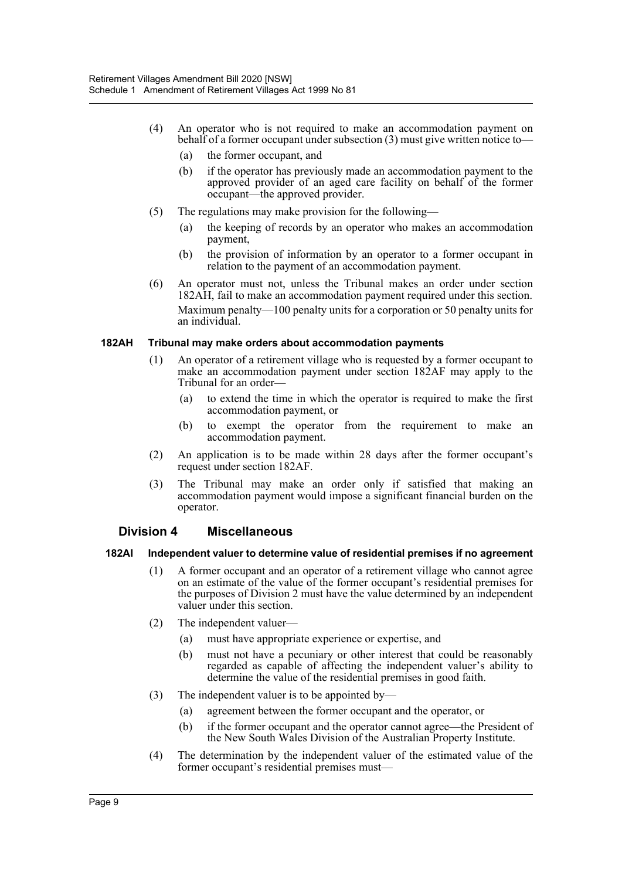(4) An operator who is not required to make an accommodation payment on behalf of a former occupant under subsection (3) must give written notice to—

(a) the former occupant, and

(b) if the operator has previously made an accommodation payment to the approved provider of an aged care facility on behalf of the former occupant—the approved provider.

(5) The regulations may make provision for the following—

(a) the keeping of records by an operator who makes an accommodation payment,

(b) the provision of information by an operator to a former occupant in relation to the payment of an accommodation payment.

(6) An operator must not, unless the Tribunal makes an order under section 182AH, fail to make an accommodation payment required under this section.

Maximum penalty—100 penalty units for a corporation or 50 penalty units for an individual.

#### 182AH Tribunal may make orders about accommodation payments

(1) An operator of a retirement village who is requested by a former occupant to make an accommodation payment under section 182AF may apply to the Tribunal for an order—

(a) to extend the time in which the operator is required to make the first accommodation payment, or

(b) to exempt the operator from the requirement to make an accommodation payment.

(2) An application is to be made within 28 days after the former occupant's request under section 182AF.

(3) The Tribunal may make an order only if satisfied that making an accommodation payment would impose a significant financial burden on the operator.

### Division 4 Miscellaneous

#### 182AI Independent valuer to determine value of residential premises if no agreement

(1) A former occupant and an operator of a retirement village who cannot agree on an estimate of the value of the former occupant's residential premises for the purposes of Division 2 must have the value determined by an independent valuer under this section.

(2) The independent valuer—

(a) must have appropriate experience or expertise, and

(b) must not have a pecuniary or other interest that could be reasonably regarded as capable of affecting the independent valuer's ability to determine the value of the residential premises in good faith.

(3) The independent valuer is to be appointed by—

(a) agreement between the former occupant and the operator, or

(b) if the former occupant and the operator cannot agree—the President of the New South Wales Division of the Australian Property Institute.

(4) The determination by the independent valuer of the estimated value of the former occupant's residential premises must—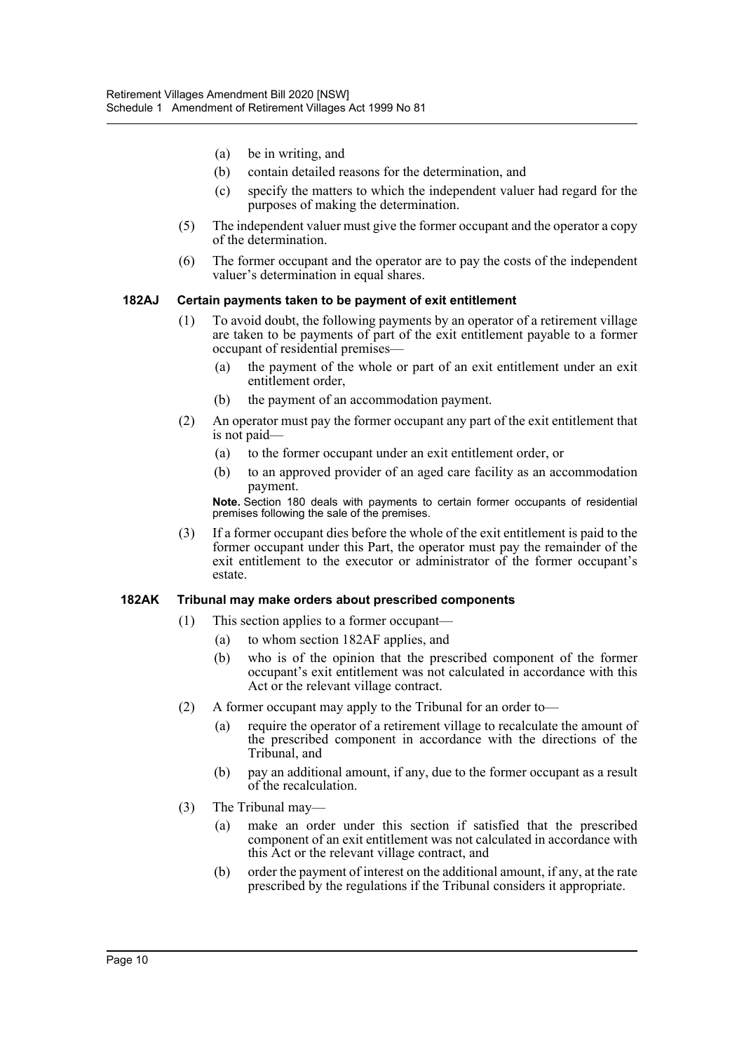(a) be in writing, and

(b) contain detailed reasons for the determination, and

(c) specify the matters to which the independent valuer had regard for the purposes of making the determination.

(5) The independent valuer must give the former occupant and the operator a copy of the determination.

(6) The former occupant and the operator are to pay the costs of the independent valuer's determination in equal shares.

**182AJ Certain payments taken to be payment of exit entitlement**

(1) To avoid doubt, the following payments by an operator of a retirement village are taken to be payments of part of the exit entitlement payable to a former occupant of residential premises—

(a) the payment of the whole or part of an exit entitlement under an exit entitlement order,

(b) the payment of an accommodation payment.

(2) An operator must pay the former occupant any part of the exit entitlement that is not paid—

(a) to the former occupant under an exit entitlement order, or

(b) to an approved provider of an aged care facility as an accommodation payment.

**Note.** Section 180 deals with payments to certain former occupants of residential premises following the sale of the premises.

(3) If a former occupant dies before the whole of the exit entitlement is paid to the former occupant under this Part, the operator must pay the remainder of the exit entitlement to the executor or administrator of the former occupant's estate.

**182AK Tribunal may make orders about prescribed components**

(1) This section applies to a former occupant—

(a) to whom section 182AF applies, and

(b) who is of the opinion that the prescribed component of the former occupant's exit entitlement was not calculated in accordance with this Act or the relevant village contract.

(2) A former occupant may apply to the Tribunal for an order to—

(a) require the operator of a retirement village to recalculate the amount of the prescribed component in accordance with the directions of the Tribunal, and

(b) pay an additional amount, if any, due to the former occupant as a result of the recalculation.

(3) The Tribunal may—

(a) make an order under this section if satisfied that the prescribed component of an exit entitlement was not calculated in accordance with this Act or the relevant village contract, and

(b) order the payment of interest on the additional amount, if any, at the rate prescribed by the regulations if the Tribunal considers it appropriate.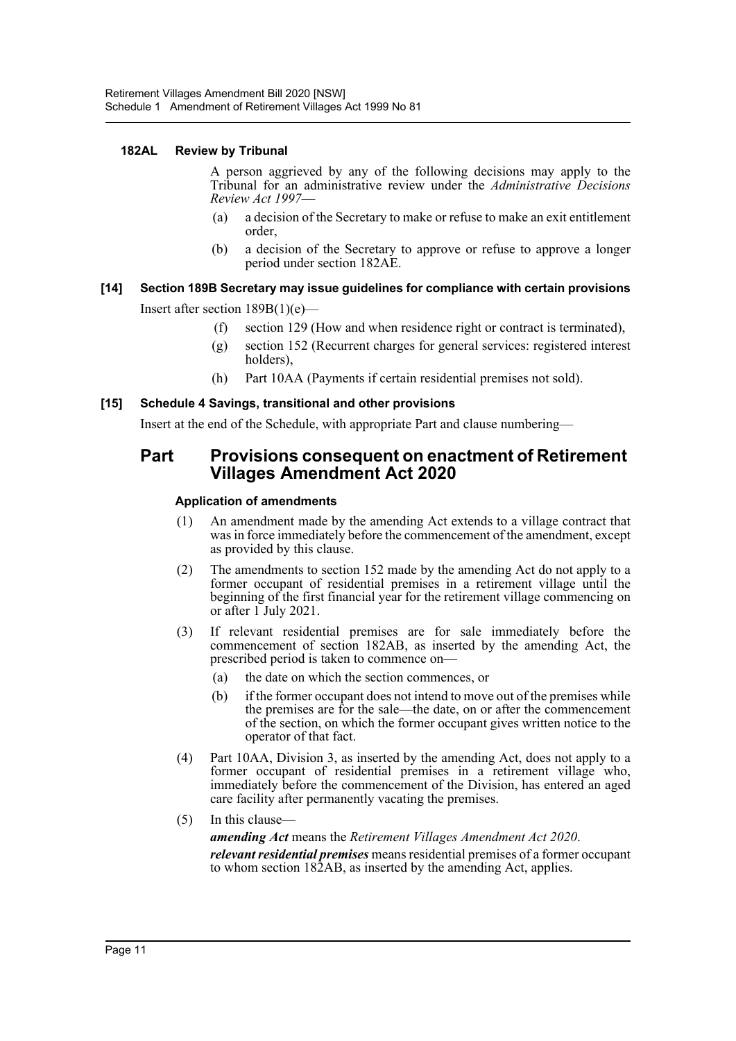#### 182AL Review by Tribunal

A person aggrieved by any of the following decisions may apply to the Tribunal for an administrative review under the *Administrative Decisions Review Act 1997*—

(a) a decision of the Secretary to make or refuse to make an exit entitlement order,

(b) a decision of the Secretary to approve or refuse to approve a longer period under section 182AE.

### [14] Section 189B Secretary may issue guidelines for compliance with certain provisions

Insert after section 189B(1)(e)—

(f) section 129 (How and when residence right or contract is terminated),

(g) section 152 (Recurrent charges for general services: registered interest holders),

(h) Part 10AA (Payments if certain residential premises not sold).

### [15] Schedule 4 Savings, transitional and other provisions

Insert at the end of the Schedule, with appropriate Part and clause numbering—

## Part Provisions consequent on enactment of Retirement Villages Amendment Act 2020

#### Application of amendments

(1) An amendment made by the amending Act extends to a village contract that was in force immediately before the commencement of the amendment, except as provided by this clause.

(2) The amendments to section 152 made by the amending Act do not apply to a former occupant of residential premises in a retirement village until the beginning of the first financial year for the retirement village commencing on or after 1 July 2021.

(3) If relevant residential premises are for sale immediately before the commencement of section 182AB, as inserted by the amending Act, the prescribed period is taken to commence on—

(a) the date on which the section commences, or

(b) if the former occupant does not intend to move out of the premises while the premises are for the sale—the date, on or after the commencement of the section, on which the former occupant gives written notice to the operator of that fact.

(4) Part 10AA, Division 3, as inserted by the amending Act, does not apply to a former occupant of residential premises in a retirement village who, immediately before the commencement of the Division, has entered an aged care facility after permanently vacating the premises.

(5) In this clause—

***amending Act*** means the *Retirement Villages Amendment Act 2020*.

***relevant residential premises*** means residential premises of a former occupant to whom section 182AB, as inserted by the amending Act, applies.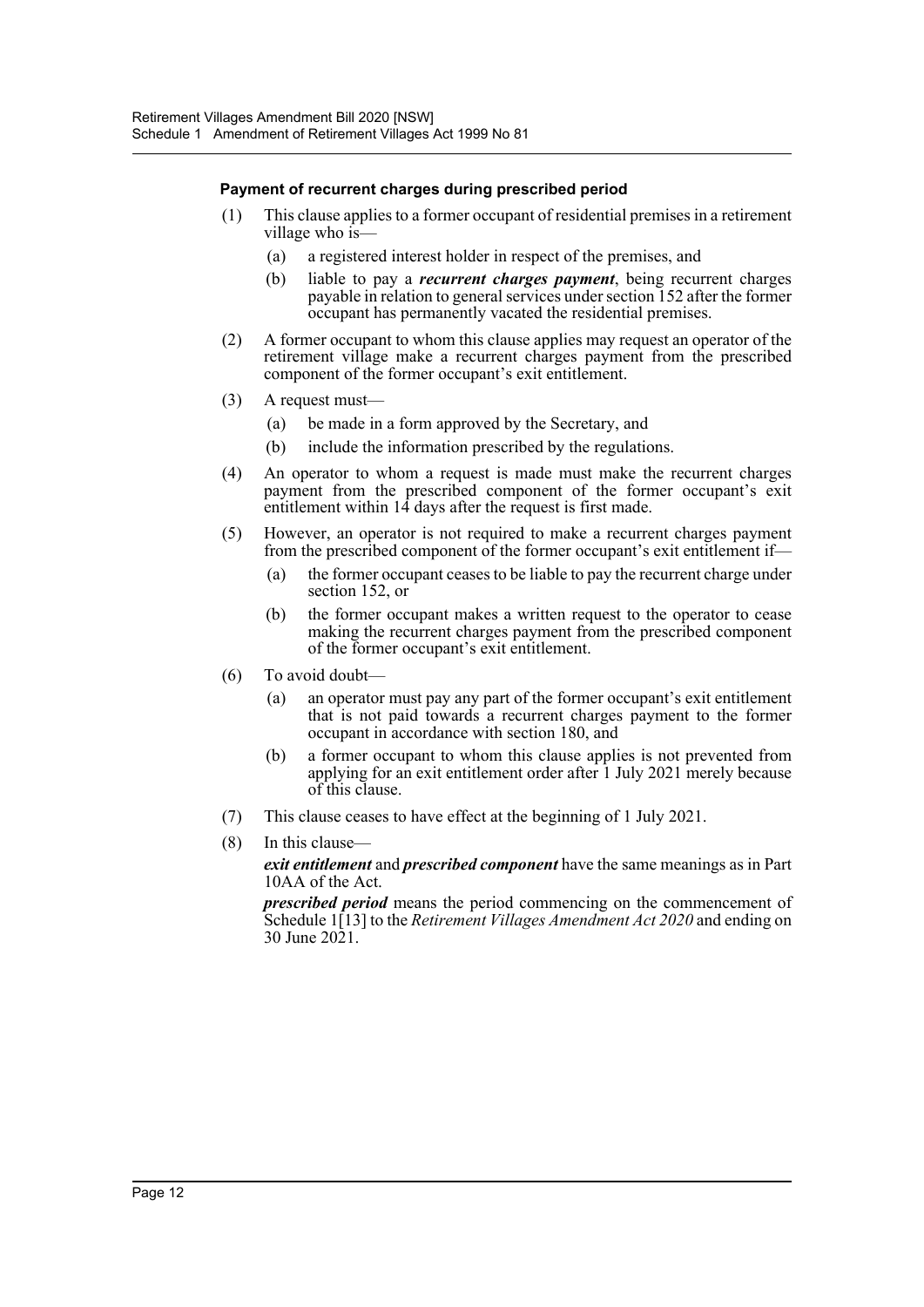#### Payment of recurrent charges during prescribed period

(1) This clause applies to a former occupant of residential premises in a retirement village who is—

  (a) a registered interest holder in respect of the premises, and

  (b) liable to pay a ***recurrent charges payment***, being recurrent charges payable in relation to general services under section 152 after the former occupant has permanently vacated the residential premises.

(2) A former occupant to whom this clause applies may request an operator of the retirement village make a recurrent charges payment from the prescribed component of the former occupant's exit entitlement.

(3) A request must—

  (a) be made in a form approved by the Secretary, and

  (b) include the information prescribed by the regulations.

(4) An operator to whom a request is made must make the recurrent charges payment from the prescribed component of the former occupant's exit entitlement within 14 days after the request is first made.

(5) However, an operator is not required to make a recurrent charges payment from the prescribed component of the former occupant's exit entitlement if—

  (a) the former occupant ceases to be liable to pay the recurrent charge under section 152, or

  (b) the former occupant makes a written request to the operator to cease making the recurrent charges payment from the prescribed component of the former occupant's exit entitlement.

(6) To avoid doubt—

  (a) an operator must pay any part of the former occupant's exit entitlement that is not paid towards a recurrent charges payment to the former occupant in accordance with section 180, and

  (b) a former occupant to whom this clause applies is not prevented from applying for an exit entitlement order after 1 July 2021 merely because of this clause.

(7) This clause ceases to have effect at the beginning of 1 July 2021.

(8) In this clause—

***exit entitlement*** and ***prescribed component*** have the same meanings as in Part 10AA of the Act.

***prescribed period*** means the period commencing on the commencement of Schedule 1[13] to the *Retirement Villages Amendment Act 2020* and ending on 30 June 2021.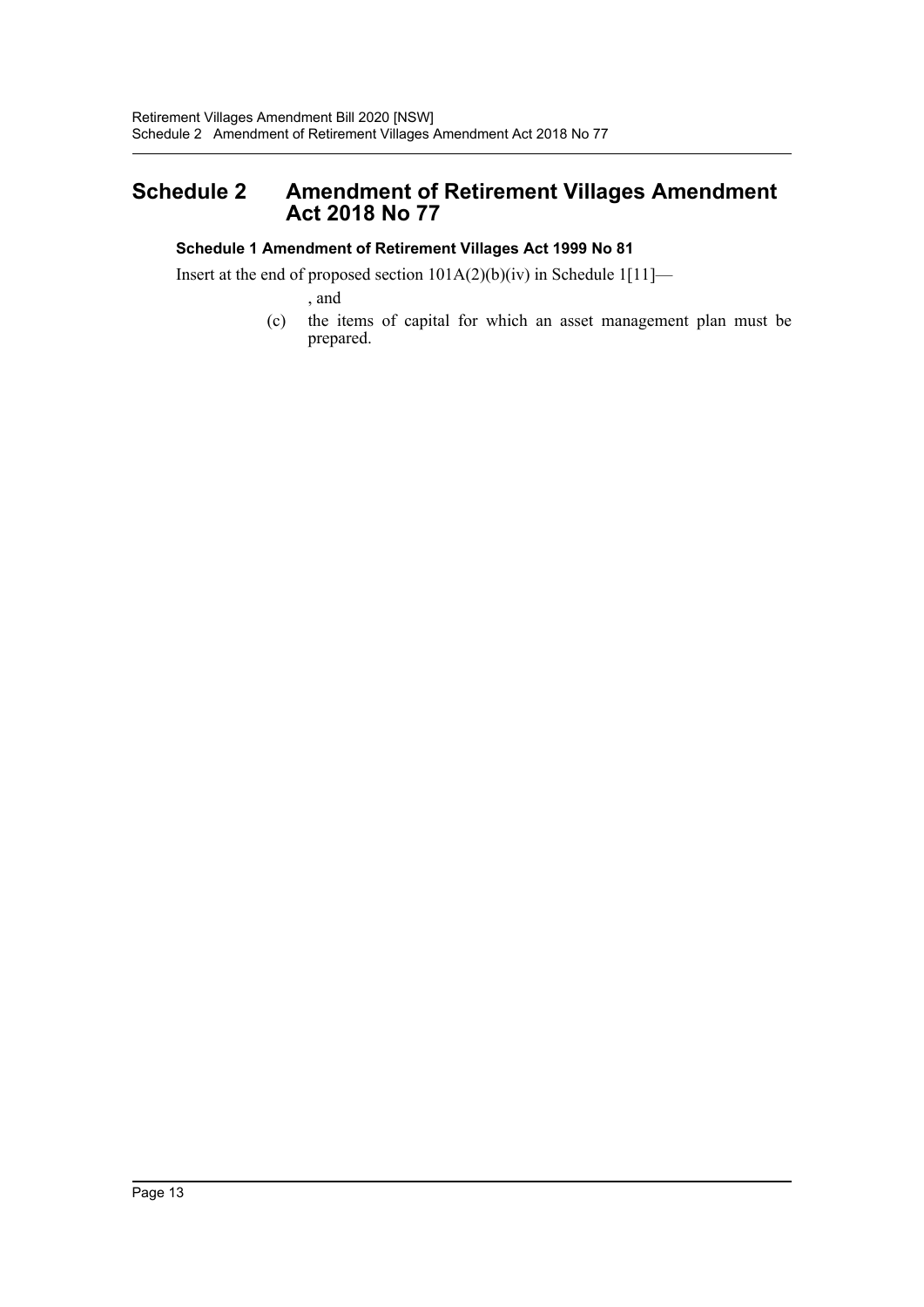# Schedule 2 Amendment of Retirement Villages Amendment Act 2018 No 77

### Schedule 1 Amendment of Retirement Villages Act 1999 No 81

Insert at the end of proposed section 101A(2)(b)(iv) in Schedule 1[11]—

, and

(c) the items of capital for which an asset management plan must be prepared.